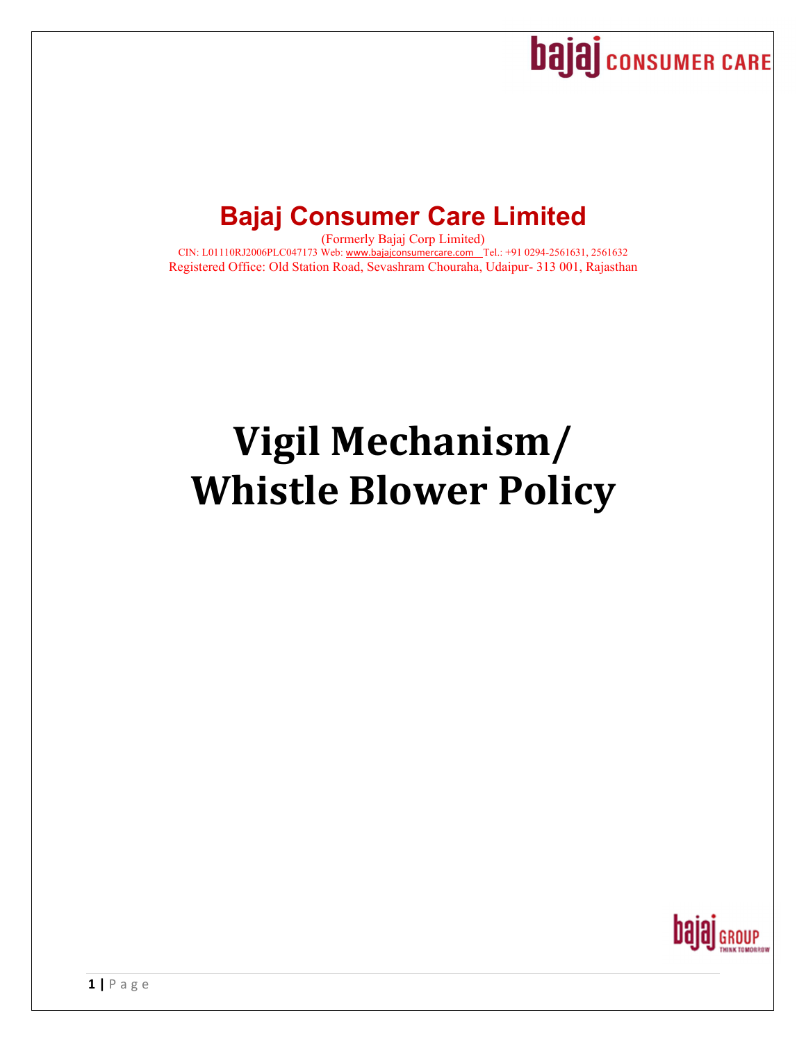# Bajaj Consumer Care Limited

(Formerly Bajaj Corp Limited)

CIN: L01110RJ2006PLC047173 Web: www.bajajconsumercare.com Tel.: +91 0294-2561631, 2561632

Registered Office: Old Station Road, Sevashram Chouraha, Udaipur- 313 001, Rajasthan

# Vigil Mechanism/ Whistle Blower Policy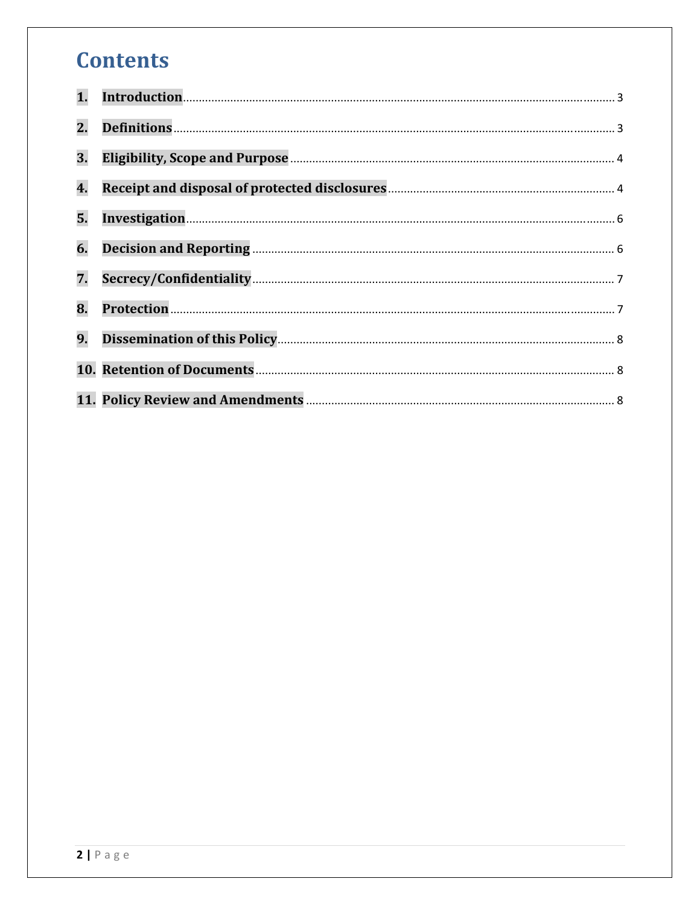# Contents

1. **Introduction** ........ 3
2. **Definitions** ........ 3
3. **Eligibility, Scope and Purpose** ........ 4
4. **Receipt and disposal of protected disclosures** ........ 4
5. **Investigation** ........ 6
6. **Decision and Reporting** ........ 6
7. **Secrecy/Confidentiality** ........ 7
8. **Protection** ........ 7
9. **Dissemination of this Policy** ........ 8
10. **Retention of Documents** ........ 8
11. **Policy Review and Amendments** ........ 8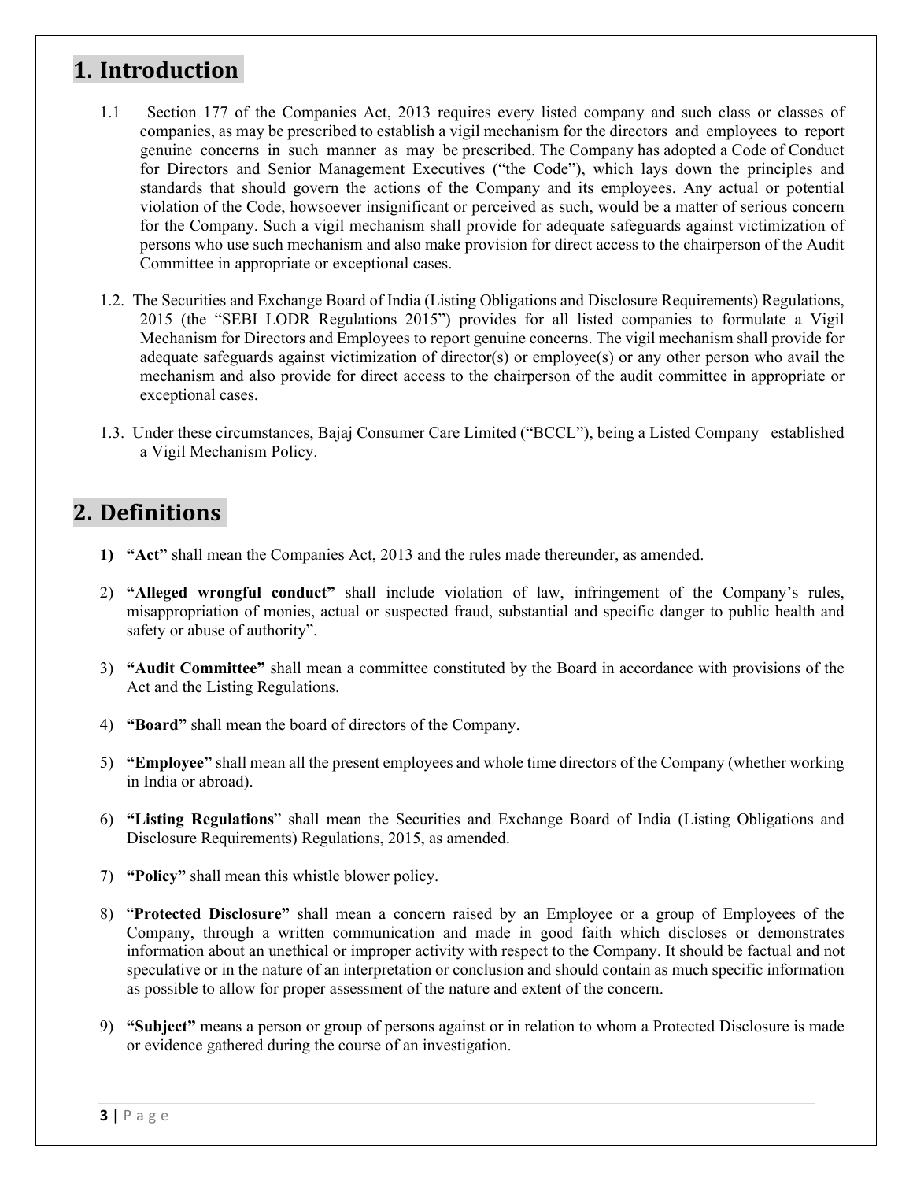# 1. Introduction

1.1 Section 177 of the Companies Act, 2013 requires every listed company and such class or classes of companies, as may be prescribed to establish a vigil mechanism for the directors and employees to report genuine concerns in such manner as may be prescribed. The Company has adopted a Code of Conduct for Directors and Senior Management Executives ("the Code"), which lays down the principles and standards that should govern the actions of the Company and its employees. Any actual or potential violation of the Code, howsoever insignificant or perceived as such, would be a matter of serious concern for the Company. Such a vigil mechanism shall provide for adequate safeguards against victimization of persons who use such mechanism and also make provision for direct access to the chairperson of the Audit Committee in appropriate or exceptional cases.

1.2. The Securities and Exchange Board of India (Listing Obligations and Disclosure Requirements) Regulations, 2015 (the "SEBI LODR Regulations 2015") provides for all listed companies to formulate a Vigil Mechanism for Directors and Employees to report genuine concerns. The vigil mechanism shall provide for adequate safeguards against victimization of director(s) or employee(s) or any other person who avail the mechanism and also provide for direct access to the chairperson of the audit committee in appropriate or exceptional cases.

1.3. Under these circumstances, Bajaj Consumer Care Limited ("BCCL"), being a Listed Company established a Vigil Mechanism Policy.

# 2. Definitions

1) **"Act"** shall mean the Companies Act, 2013 and the rules made thereunder, as amended.

2) **"Alleged wrongful conduct"** shall include violation of law, infringement of the Company's rules, misappropriation of monies, actual or suspected fraud, substantial and specific danger to public health and safety or abuse of authority".

3) **"Audit Committee"** shall mean a committee constituted by the Board in accordance with provisions of the Act and the Listing Regulations.

4) **"Board"** shall mean the board of directors of the Company.

5) **"Employee"** shall mean all the present employees and whole time directors of the Company (whether working in India or abroad).

6) **"Listing Regulations"** shall mean the Securities and Exchange Board of India (Listing Obligations and Disclosure Requirements) Regulations, 2015, as amended.

7) **"Policy"** shall mean this whistle blower policy.

8) "**Protected Disclosure"** shall mean a concern raised by an Employee or a group of Employees of the Company, through a written communication and made in good faith which discloses or demonstrates information about an unethical or improper activity with respect to the Company. It should be factual and not speculative or in the nature of an interpretation or conclusion and should contain as much specific information as possible to allow for proper assessment of the nature and extent of the concern.

9) **"Subject"** means a person or group of persons against or in relation to whom a Protected Disclosure is made or evidence gathered during the course of an investigation.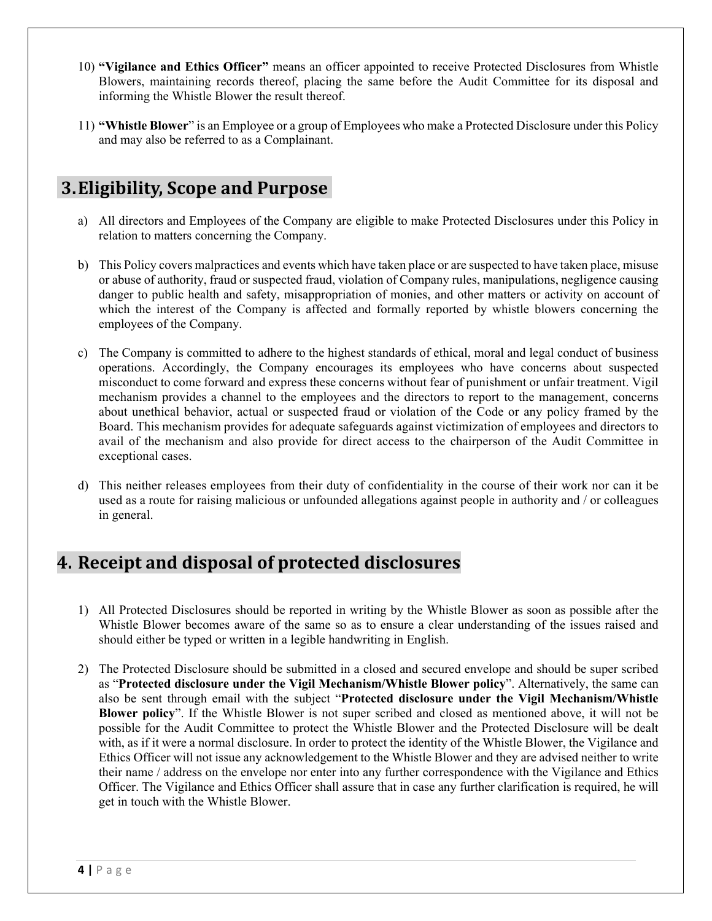10) **"Vigilance and Ethics Officer"** means an officer appointed to receive Protected Disclosures from Whistle Blowers, maintaining records thereof, placing the same before the Audit Committee for its disposal and informing the Whistle Blower the result thereof.

11) **"Whistle Blower"** is an Employee or a group of Employees who make a Protected Disclosure under this Policy and may also be referred to as a Complainant.

## 3. Eligibility, Scope and Purpose

a) All directors and Employees of the Company are eligible to make Protected Disclosures under this Policy in relation to matters concerning the Company.

b) This Policy covers malpractices and events which have taken place or are suspected to have taken place, misuse or abuse of authority, fraud or suspected fraud, violation of Company rules, manipulations, negligence causing danger to public health and safety, misappropriation of monies, and other matters or activity on account of which the interest of the Company is affected and formally reported by whistle blowers concerning the employees of the Company.

c) The Company is committed to adhere to the highest standards of ethical, moral and legal conduct of business operations. Accordingly, the Company encourages its employees who have concerns about suspected misconduct to come forward and express these concerns without fear of punishment or unfair treatment. Vigil mechanism provides a channel to the employees and the directors to report to the management, concerns about unethical behavior, actual or suspected fraud or violation of the Code or any policy framed by the Board. This mechanism provides for adequate safeguards against victimization of employees and directors to avail of the mechanism and also provide for direct access to the chairperson of the Audit Committee in exceptional cases.

d) This neither releases employees from their duty of confidentiality in the course of their work nor can it be used as a route for raising malicious or unfounded allegations against people in authority and / or colleagues in general.

## 4. Receipt and disposal of protected disclosures

1) All Protected Disclosures should be reported in writing by the Whistle Blower as soon as possible after the Whistle Blower becomes aware of the same so as to ensure a clear understanding of the issues raised and should either be typed or written in a legible handwriting in English.

2) The Protected Disclosure should be submitted in a closed and secured envelope and should be super scribed as "**Protected disclosure under the Vigil Mechanism/Whistle Blower policy**". Alternatively, the same can also be sent through email with the subject "**Protected disclosure under the Vigil Mechanism/Whistle Blower policy**". If the Whistle Blower is not super scribed and closed as mentioned above, it will not be possible for the Audit Committee to protect the Whistle Blower and the Protected Disclosure will be dealt with, as if it were a normal disclosure. In order to protect the identity of the Whistle Blower, the Vigilance and Ethics Officer will not issue any acknowledgement to the Whistle Blower and they are advised neither to write their name / address on the envelope nor enter into any further correspondence with the Vigilance and Ethics Officer. The Vigilance and Ethics Officer shall assure that in case any further clarification is required, he will get in touch with the Whistle Blower.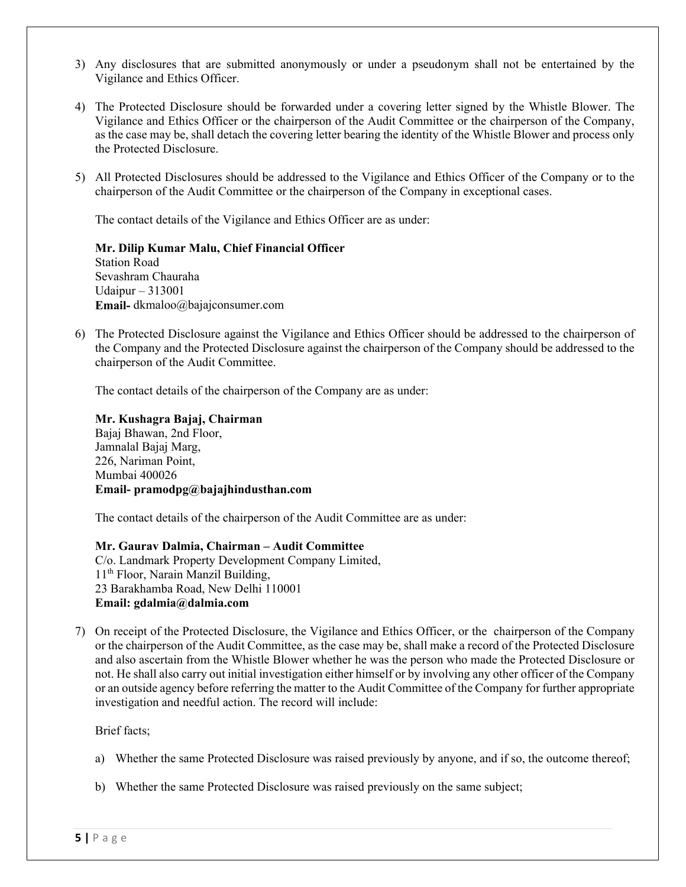3) Any disclosures that are submitted anonymously or under a pseudonym shall not be entertained by the Vigilance and Ethics Officer.

4) The Protected Disclosure should be forwarded under a covering letter signed by the Whistle Blower. The Vigilance and Ethics Officer or the chairperson of the Audit Committee or the chairperson of the Company, as the case may be, shall detach the covering letter bearing the identity of the Whistle Blower and process only the Protected Disclosure.

5) All Protected Disclosures should be addressed to the Vigilance and Ethics Officer of the Company or to the chairperson of the Audit Committee or the chairperson of the Company in exceptional cases.

   The contact details of the Vigilance and Ethics Officer are as under:

   **Mr. Dilip Kumar Malu, Chief Financial Officer**
   Station Road
   Sevashram Chauraha
   Udaipur – 313001
   **Email-** dkmaloo@bajajconsumer.com

6) The Protected Disclosure against the Vigilance and Ethics Officer should be addressed to the chairperson of the Company and the Protected Disclosure against the chairperson of the Company should be addressed to the chairperson of the Audit Committee.

   The contact details of the chairperson of the Company are as under:

   **Mr. Kushagra Bajaj, Chairman**
   Bajaj Bhawan, 2nd Floor,
   Jamnalal Bajaj Marg,
   226, Nariman Point,
   Mumbai 400026
   **Email- pramodpg@bajajhindusthan.com**

   The contact details of the chairperson of the Audit Committee are as under:

   **Mr. Gaurav Dalmia, Chairman – Audit Committee**
   C/o. Landmark Property Development Company Limited,
   11th Floor, Narain Manzil Building,
   23 Barakhamba Road, New Delhi 110001
   **Email: gdalmia@dalmia.com**

7) On receipt of the Protected Disclosure, the Vigilance and Ethics Officer, or the chairperson of the Company or the chairperson of the Audit Committee, as the case may be, shall make a record of the Protected Disclosure and also ascertain from the Whistle Blower whether he was the person who made the Protected Disclosure or not. He shall also carry out initial investigation either himself or by involving any other officer of the Company or an outside agency before referring the matter to the Audit Committee of the Company for further appropriate investigation and needful action. The record will include:

   Brief facts;

   a) Whether the same Protected Disclosure was raised previously by anyone, and if so, the outcome thereof;

   b) Whether the same Protected Disclosure was raised previously on the same subject;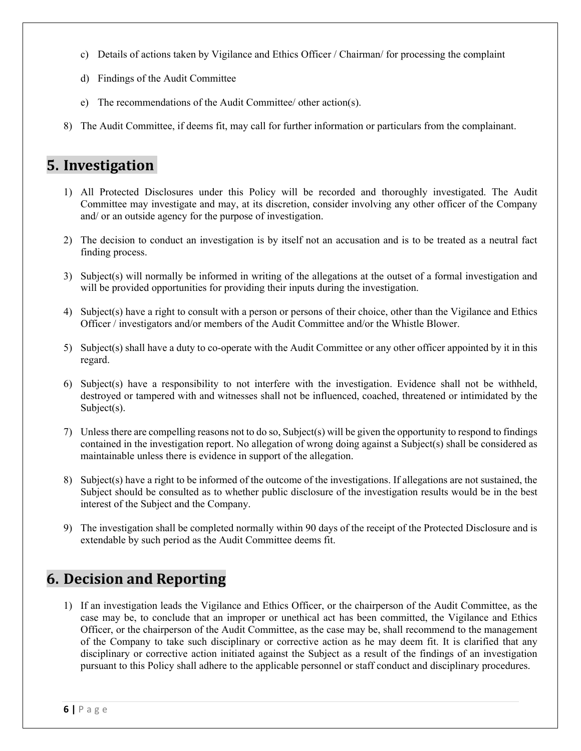c) Details of actions taken by Vigilance and Ethics Officer / Chairman/ for processing the complaint

d) Findings of the Audit Committee

e) The recommendations of the Audit Committee/ other action(s).

8) The Audit Committee, if deems fit, may call for further information or particulars from the complainant.

## 5. Investigation

1) All Protected Disclosures under this Policy will be recorded and thoroughly investigated. The Audit Committee may investigate and may, at its discretion, consider involving any other officer of the Company and/ or an outside agency for the purpose of investigation.

2) The decision to conduct an investigation is by itself not an accusation and is to be treated as a neutral fact finding process.

3) Subject(s) will normally be informed in writing of the allegations at the outset of a formal investigation and will be provided opportunities for providing their inputs during the investigation.

4) Subject(s) have a right to consult with a person or persons of their choice, other than the Vigilance and Ethics Officer / investigators and/or members of the Audit Committee and/or the Whistle Blower.

5) Subject(s) shall have a duty to co-operate with the Audit Committee or any other officer appointed by it in this regard.

6) Subject(s) have a responsibility to not interfere with the investigation. Evidence shall not be withheld, destroyed or tampered with and witnesses shall not be influenced, coached, threatened or intimidated by the Subject(s).

7) Unless there are compelling reasons not to do so, Subject(s) will be given the opportunity to respond to findings contained in the investigation report. No allegation of wrong doing against a Subject(s) shall be considered as maintainable unless there is evidence in support of the allegation.

8) Subject(s) have a right to be informed of the outcome of the investigations. If allegations are not sustained, the Subject should be consulted as to whether public disclosure of the investigation results would be in the best interest of the Subject and the Company.

9) The investigation shall be completed normally within 90 days of the receipt of the Protected Disclosure and is extendable by such period as the Audit Committee deems fit.

## 6. Decision and Reporting

1) If an investigation leads the Vigilance and Ethics Officer, or the chairperson of the Audit Committee, as the case may be, to conclude that an improper or unethical act has been committed, the Vigilance and Ethics Officer, or the chairperson of the Audit Committee, as the case may be, shall recommend to the management of the Company to take such disciplinary or corrective action as he may deem fit. It is clarified that any disciplinary or corrective action initiated against the Subject as a result of the findings of an investigation pursuant to this Policy shall adhere to the applicable personnel or staff conduct and disciplinary procedures.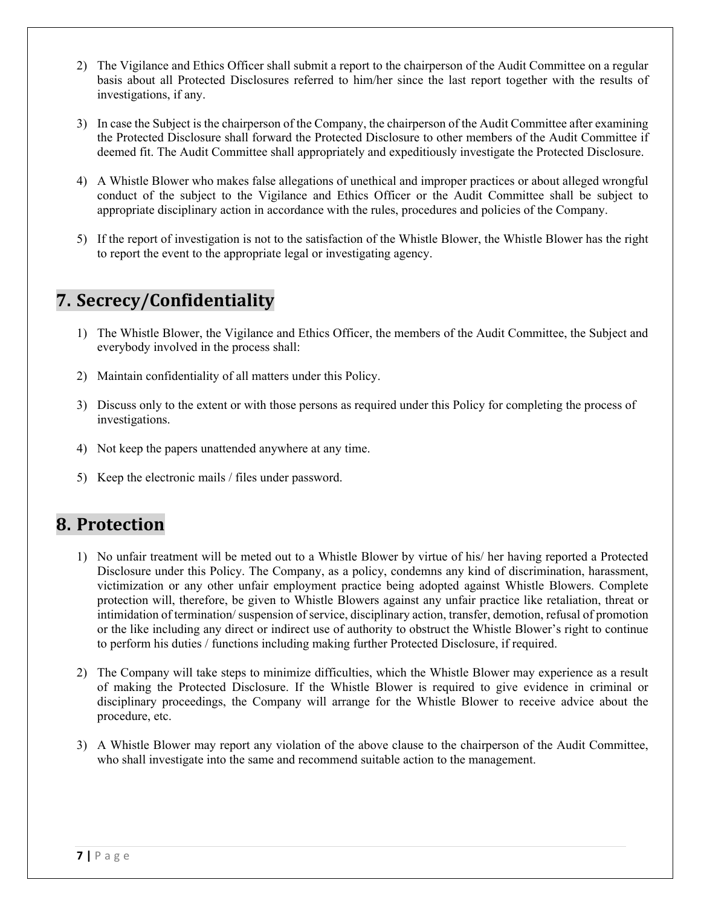2) The Vigilance and Ethics Officer shall submit a report to the chairperson of the Audit Committee on a regular basis about all Protected Disclosures referred to him/her since the last report together with the results of investigations, if any.

3) In case the Subject is the chairperson of the Company, the chairperson of the Audit Committee after examining the Protected Disclosure shall forward the Protected Disclosure to other members of the Audit Committee if deemed fit. The Audit Committee shall appropriately and expeditiously investigate the Protected Disclosure.

4) A Whistle Blower who makes false allegations of unethical and improper practices or about alleged wrongful conduct of the subject to the Vigilance and Ethics Officer or the Audit Committee shall be subject to appropriate disciplinary action in accordance with the rules, procedures and policies of the Company.

5) If the report of investigation is not to the satisfaction of the Whistle Blower, the Whistle Blower has the right to report the event to the appropriate legal or investigating agency.

## 7. Secrecy/Confidentiality

1) The Whistle Blower, the Vigilance and Ethics Officer, the members of the Audit Committee, the Subject and everybody involved in the process shall:

2) Maintain confidentiality of all matters under this Policy.

3) Discuss only to the extent or with those persons as required under this Policy for completing the process of investigations.

4) Not keep the papers unattended anywhere at any time.

5) Keep the electronic mails / files under password.

## 8. Protection

1) No unfair treatment will be meted out to a Whistle Blower by virtue of his/ her having reported a Protected Disclosure under this Policy. The Company, as a policy, condemns any kind of discrimination, harassment, victimization or any other unfair employment practice being adopted against Whistle Blowers. Complete protection will, therefore, be given to Whistle Blowers against any unfair practice like retaliation, threat or intimidation of termination/ suspension of service, disciplinary action, transfer, demotion, refusal of promotion or the like including any direct or indirect use of authority to obstruct the Whistle Blower's right to continue to perform his duties / functions including making further Protected Disclosure, if required.

2) The Company will take steps to minimize difficulties, which the Whistle Blower may experience as a result of making the Protected Disclosure. If the Whistle Blower is required to give evidence in criminal or disciplinary proceedings, the Company will arrange for the Whistle Blower to receive advice about the procedure, etc.

3) A Whistle Blower may report any violation of the above clause to the chairperson of the Audit Committee, who shall investigate into the same and recommend suitable action to the management.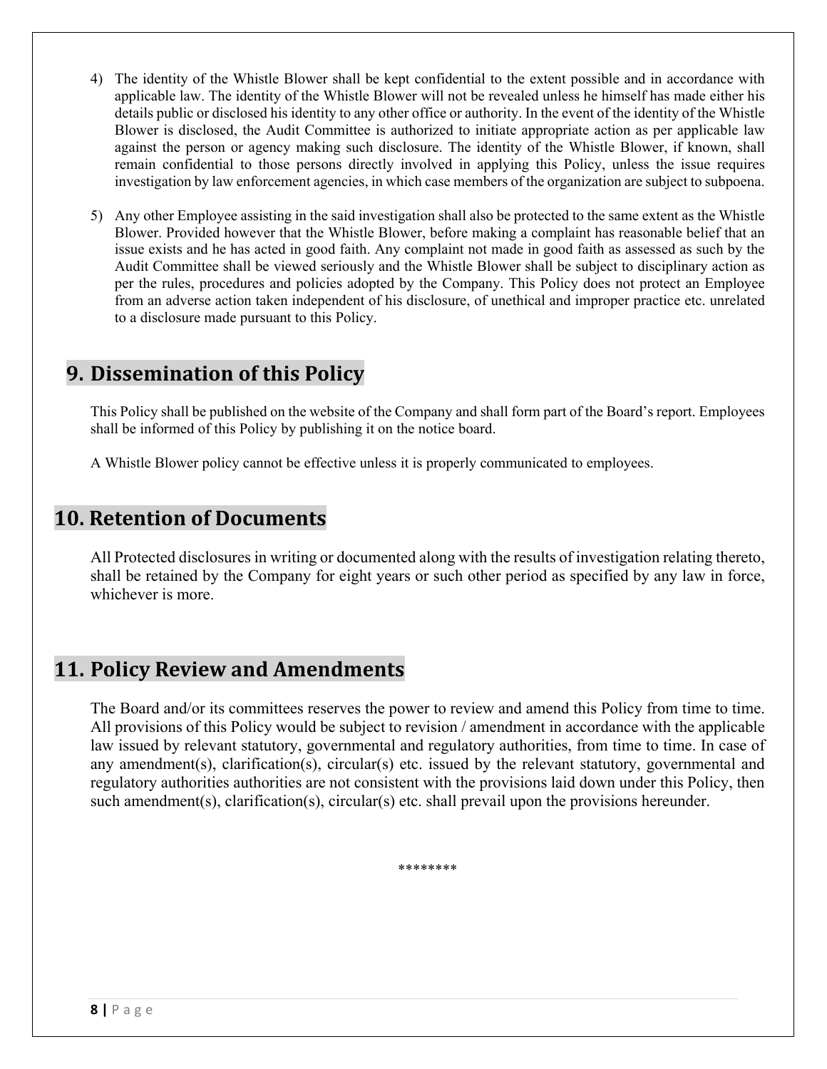4) The identity of the Whistle Blower shall be kept confidential to the extent possible and in accordance with applicable law. The identity of the Whistle Blower will not be revealed unless he himself has made either his details public or disclosed his identity to any other office or authority. In the event of the identity of the Whistle Blower is disclosed, the Audit Committee is authorized to initiate appropriate action as per applicable law against the person or agency making such disclosure. The identity of the Whistle Blower, if known, shall remain confidential to those persons directly involved in applying this Policy, unless the issue requires investigation by law enforcement agencies, in which case members of the organization are subject to subpoena.

5) Any other Employee assisting in the said investigation shall also be protected to the same extent as the Whistle Blower. Provided however that the Whistle Blower, before making a complaint has reasonable belief that an issue exists and he has acted in good faith. Any complaint not made in good faith as assessed as such by the Audit Committee shall be viewed seriously and the Whistle Blower shall be subject to disciplinary action as per the rules, procedures and policies adopted by the Company. This Policy does not protect an Employee from an adverse action taken independent of his disclosure, of unethical and improper practice etc. unrelated to a disclosure made pursuant to this Policy.

## 9. Dissemination of this Policy

This Policy shall be published on the website of the Company and shall form part of the Board's report. Employees shall be informed of this Policy by publishing it on the notice board.

A Whistle Blower policy cannot be effective unless it is properly communicated to employees.

## 10. Retention of Documents

All Protected disclosures in writing or documented along with the results of investigation relating thereto, shall be retained by the Company for eight years or such other period as specified by any law in force, whichever is more.

## 11. Policy Review and Amendments

The Board and/or its committees reserves the power to review and amend this Policy from time to time. All provisions of this Policy would be subject to revision / amendment in accordance with the applicable law issued by relevant statutory, governmental and regulatory authorities, from time to time. In case of any amendment(s), clarification(s), circular(s) etc. issued by the relevant statutory, governmental and regulatory authorities authorities are not consistent with the provisions laid down under this Policy, then such amendment(s), clarification(s), circular(s) etc. shall prevail upon the provisions hereunder.

********